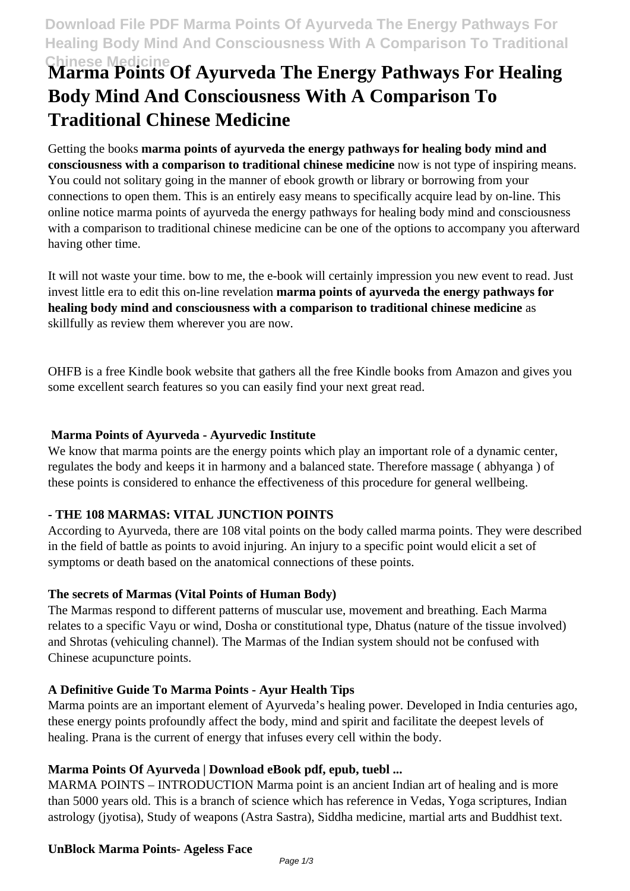# Marma Points Of Ayurveda The Energy Pathways For Healing Body Mind And Consciousness With A Comparison To Traditional Chinese Medicine

Getting the books **marma points of ayurveda the energy pathways for healing body mind and consciousness with a comparison to traditional chinese medicine** now is not type of inspiring means. You could not solitary going in the manner of ebook growth or library or borrowing from your connections to open them. This is an entirely easy means to specifically acquire lead by on-line. This online notice marma points of ayurveda the energy pathways for healing body mind and consciousness with a comparison to traditional chinese medicine can be one of the options to accompany you afterward having other time.

It will not waste your time. bow to me, the e-book will certainly impression you new event to read. Just invest little era to edit this on-line revelation **marma points of ayurveda the energy pathways for healing body mind and consciousness with a comparison to traditional chinese medicine** as skillfully as review them wherever you are now.

OHFB is a free Kindle book website that gathers all the free Kindle books from Amazon and gives you some excellent search features so you can easily find your next great read.

### Marma Points of Ayurveda - Ayurvedic Institute

We know that marma points are the energy points which play an important role of a dynamic center, regulates the body and keeps it in harmony and a balanced state. Therefore massage ( abhyanga ) of these points is considered to enhance the effectiveness of this procedure for general wellbeing.

### - THE 108 MARMAS: VITAL JUNCTION POINTS

According to Ayurveda, there are 108 vital points on the body called marma points. They were described in the field of battle as points to avoid injuring. An injury to a specific point would elicit a set of symptoms or death based on the anatomical connections of these points.

### The secrets of Marmas (Vital Points of Human Body)

The Marmas respond to different patterns of muscular use, movement and breathing. Each Marma relates to a specific Vayu or wind, Dosha or constitutional type, Dhatus (nature of the tissue involved) and Shrotas (vehiculing channel). The Marmas of the Indian system should not be confused with Chinese acupuncture points.

### A Definitive Guide To Marma Points - Ayur Health Tips

Marma points are an important element of Ayurveda's healing power. Developed in India centuries ago, these energy points profoundly affect the body, mind and spirit and facilitate the deepest levels of healing. Prana is the current of energy that infuses every cell within the body.

### Marma Points Of Ayurveda | Download eBook pdf, epub, tuebl ...

MARMA POINTS – INTRODUCTION Marma point is an ancient Indian art of healing and is more than 5000 years old. This is a branch of science which has reference in Vedas, Yoga scriptures, Indian astrology (jyotisa), Study of weapons (Astra Sastra), Siddha medicine, martial arts and Buddhist text.

### UnBlock Marma Points- Ageless Face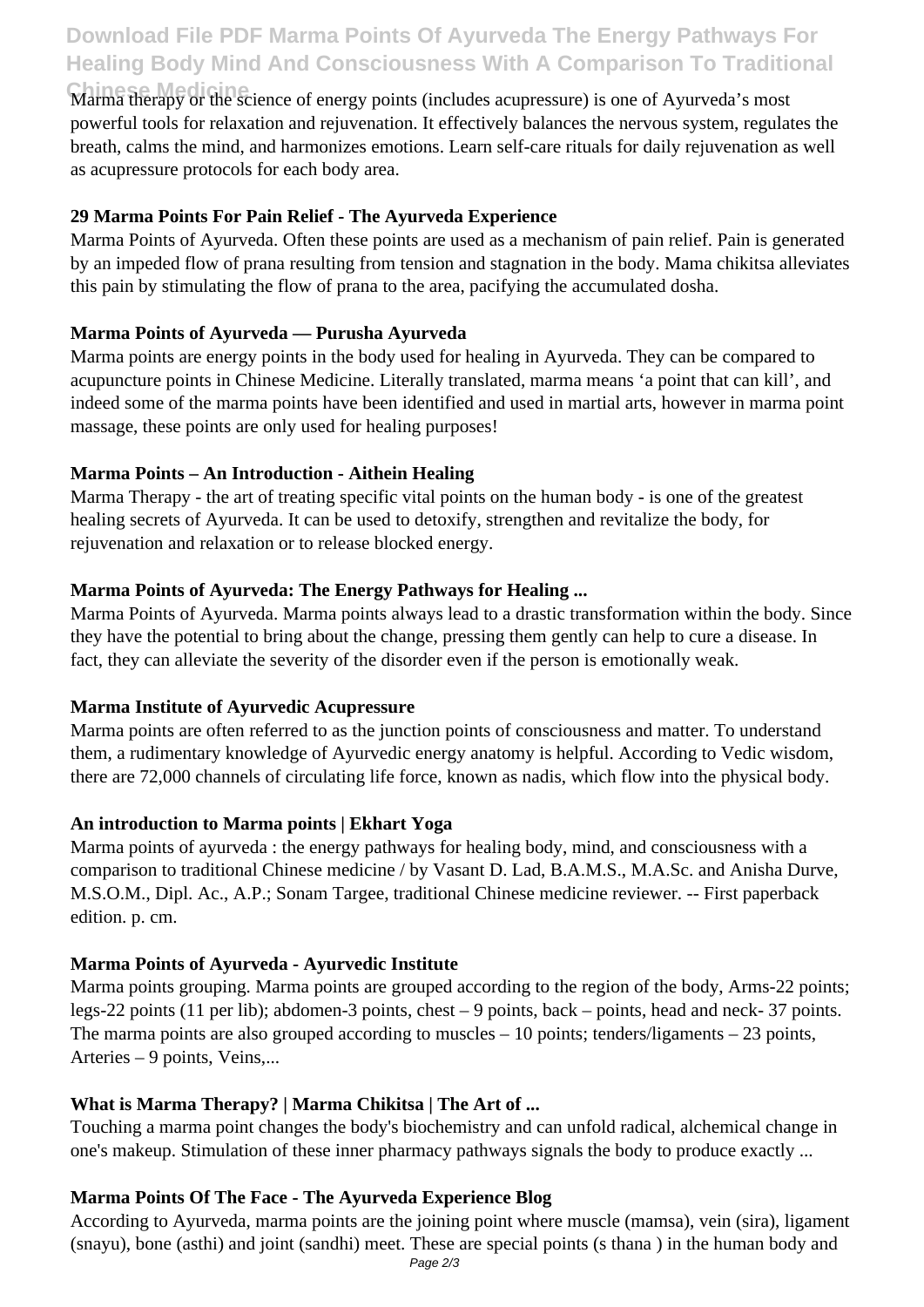Marma therapy or the science of energy points (includes acupressure) is one of Ayurveda's most powerful tools for relaxation and rejuvenation. It effectively balances the nervous system, regulates the breath, calms the mind, and harmonizes emotions. Learn self-care rituals for daily rejuvenation as well as acupressure protocols for each body area.

**29 Marma Points For Pain Relief - The Ayurveda Experience**

Marma Points of Ayurveda. Often these points are used as a mechanism of pain relief. Pain is generated by an impeded flow of prana resulting from tension and stagnation in the body. Mama chikitsa alleviates this pain by stimulating the flow of prana to the area, pacifying the accumulated dosha.

**Marma Points of Ayurveda — Purusha Ayurveda**

Marma points are energy points in the body used for healing in Ayurveda. They can be compared to acupuncture points in Chinese Medicine. Literally translated, marma means 'a point that can kill', and indeed some of the marma points have been identified and used in martial arts, however in marma point massage, these points are only used for healing purposes!

**Marma Points – An Introduction - Aithein Healing**

Marma Therapy - the art of treating specific vital points on the human body - is one of the greatest healing secrets of Ayurveda. It can be used to detoxify, strengthen and revitalize the body, for rejuvenation and relaxation or to release blocked energy.

**Marma Points of Ayurveda: The Energy Pathways for Healing ...**

Marma Points of Ayurveda. Marma points always lead to a drastic transformation within the body. Since they have the potential to bring about the change, pressing them gently can help to cure a disease. In fact, they can alleviate the severity of the disorder even if the person is emotionally weak.

**Marma Institute of Ayurvedic Acupressure**

Marma points are often referred to as the junction points of consciousness and matter. To understand them, a rudimentary knowledge of Ayurvedic energy anatomy is helpful. According to Vedic wisdom, there are 72,000 channels of circulating life force, known as nadis, which flow into the physical body.

**An introduction to Marma points | Ekhart Yoga**

Marma points of ayurveda : the energy pathways for healing body, mind, and consciousness with a comparison to traditional Chinese medicine / by Vasant D. Lad, B.A.M.S., M.A.Sc. and Anisha Durve, M.S.O.M., Dipl. Ac., A.P.; Sonam Targee, traditional Chinese medicine reviewer. -- First paperback edition. p. cm.

**Marma Points of Ayurveda - Ayurvedic Institute**

Marma points grouping. Marma points are grouped according to the region of the body, Arms-22 points; legs-22 points (11 per lib); abdomen-3 points, chest – 9 points, back – points, head and neck- 37 points. The marma points are also grouped according to muscles – 10 points; tenders/ligaments – 23 points, Arteries – 9 points, Veins,...

**What is Marma Therapy? | Marma Chikitsa | The Art of ...**

Touching a marma point changes the body's biochemistry and can unfold radical, alchemical change in one's makeup. Stimulation of these inner pharmacy pathways signals the body to produce exactly ...

**Marma Points Of The Face - The Ayurveda Experience Blog**

According to Ayurveda, marma points are the joining point where muscle (mamsa), vein (sira), ligament (snayu), bone (asthi) and joint (sandhi) meet. These are special points (s thana ) in the human body and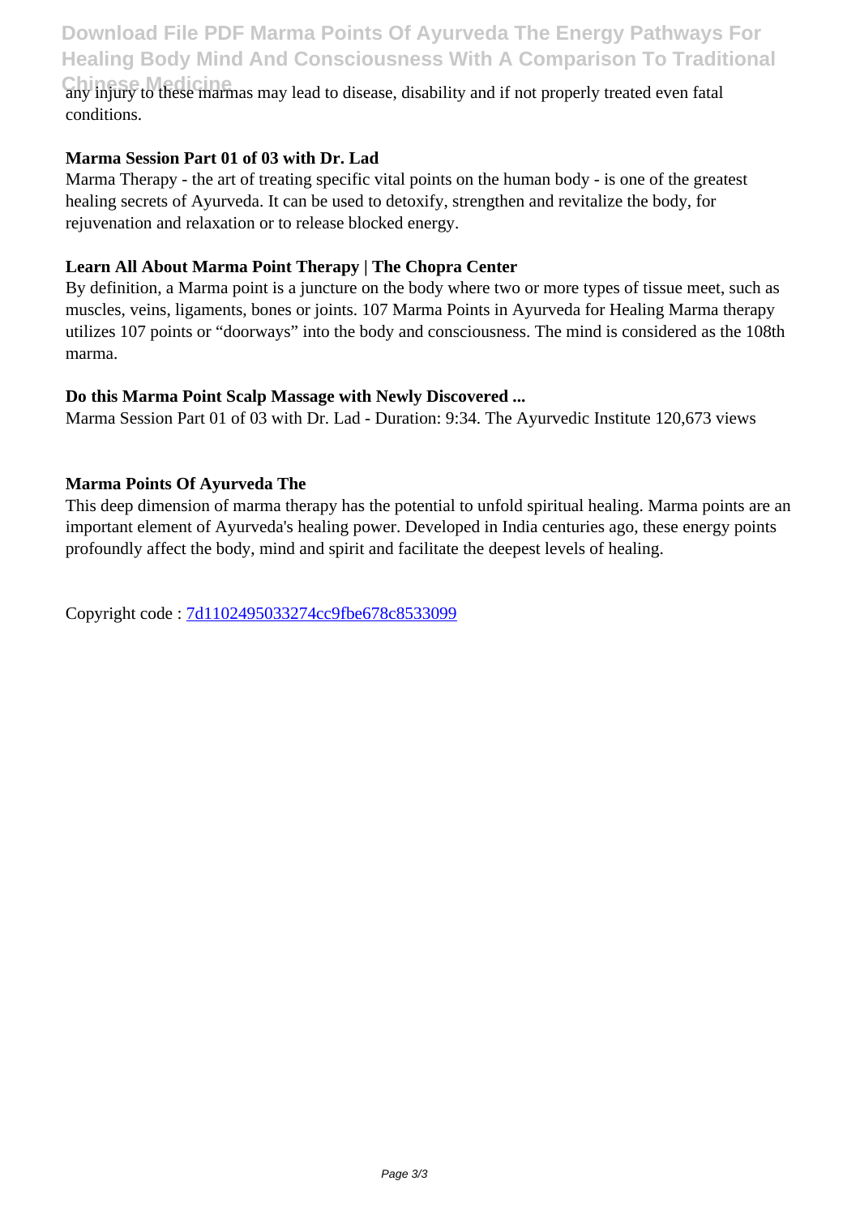any injury to these marmas may lead to disease, disability and if not properly treated even fatal conditions.

**Marma Session Part 01 of 03 with Dr. Lad**

Marma Therapy - the art of treating specific vital points on the human body - is one of the greatest healing secrets of Ayurveda. It can be used to detoxify, strengthen and revitalize the body, for rejuvenation and relaxation or to release blocked energy.

**Learn All About Marma Point Therapy | The Chopra Center**

By definition, a Marma point is a juncture on the body where two or more types of tissue meet, such as muscles, veins, ligaments, bones or joints. 107 Marma Points in Ayurveda for Healing Marma therapy utilizes 107 points or "doorways" into the body and consciousness. The mind is considered as the 108th marma.

**Do this Marma Point Scalp Massage with Newly Discovered ...**

Marma Session Part 01 of 03 with Dr. Lad - Duration: 9:34. The Ayurvedic Institute 120,673 views

**Marma Points Of Ayurveda The**

This deep dimension of marma therapy has the potential to unfold spiritual healing. Marma points are an important element of Ayurveda's healing power. Developed in India centuries ago, these energy points profoundly affect the body, mind and spirit and facilitate the deepest levels of healing.

Copyright code : 7d1102495033274cc9fbe678c8533099